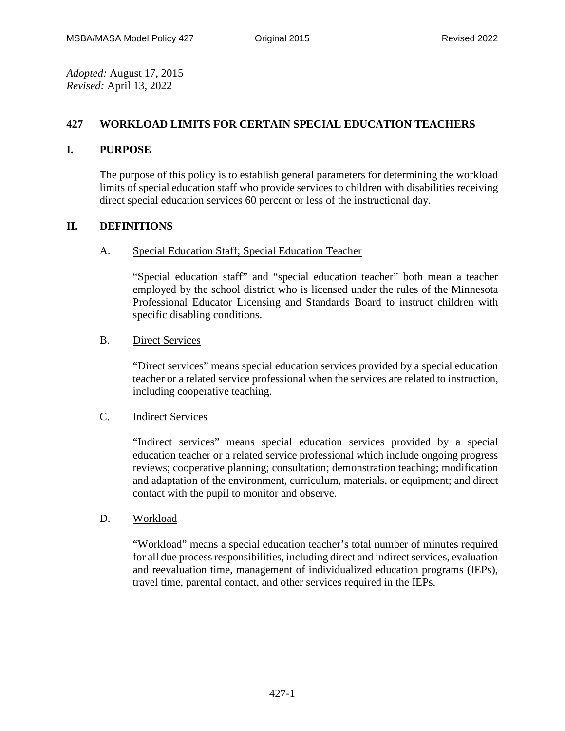*Adopted:* August 17, 2015
*Revised:* April 13, 2022

# 427 WORKLOAD LIMITS FOR CERTAIN SPECIAL EDUCATION TEACHERS

## I. PURPOSE

The purpose of this policy is to establish general parameters for determining the workload limits of special education staff who provide services to children with disabilities receiving direct special education services 60 percent or less of the instructional day.

## II. DEFINITIONS

### A. Special Education Staff; Special Education Teacher

"Special education staff" and "special education teacher" both mean a teacher employed by the school district who is licensed under the rules of the Minnesota Professional Educator Licensing and Standards Board to instruct children with specific disabling conditions.

### B. Direct Services

"Direct services" means special education services provided by a special education teacher or a related service professional when the services are related to instruction, including cooperative teaching.

### C. Indirect Services

"Indirect services" means special education services provided by a special education teacher or a related service professional which include ongoing progress reviews; cooperative planning; consultation; demonstration teaching; modification and adaptation of the environment, curriculum, materials, or equipment; and direct contact with the pupil to monitor and observe.

### D. Workload

"Workload" means a special education teacher's total number of minutes required for all due process responsibilities, including direct and indirect services, evaluation and reevaluation time, management of individualized education programs (IEPs), travel time, parental contact, and other services required in the IEPs.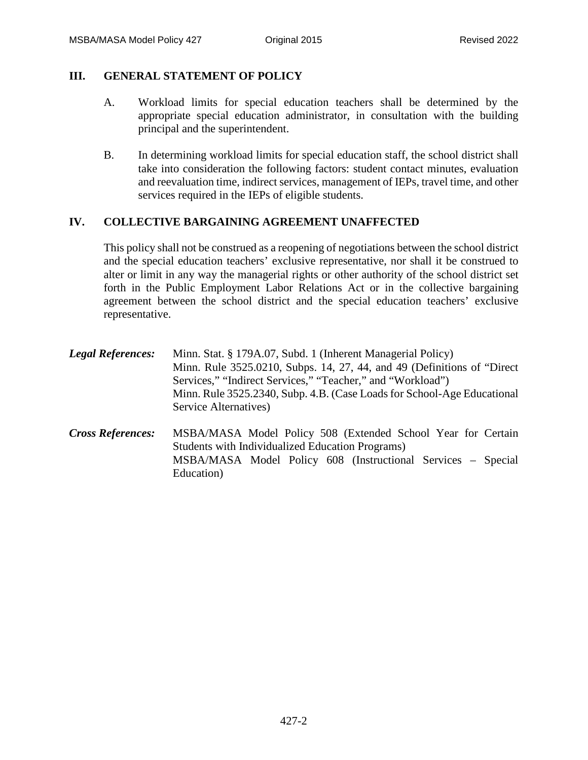## III. GENERAL STATEMENT OF POLICY

A. Workload limits for special education teachers shall be determined by the appropriate special education administrator, in consultation with the building principal and the superintendent.

B. In determining workload limits for special education staff, the school district shall take into consideration the following factors: student contact minutes, evaluation and reevaluation time, indirect services, management of IEPs, travel time, and other services required in the IEPs of eligible students.

## IV. COLLECTIVE BARGAINING AGREEMENT UNAFFECTED

This policy shall not be construed as a reopening of negotiations between the school district and the special education teachers' exclusive representative, nor shall it be construed to alter or limit in any way the managerial rights or other authority of the school district set forth in the Public Employment Labor Relations Act or in the collective bargaining agreement between the school district and the special education teachers' exclusive representative.

***Legal References:***
Minn. Stat. § 179A.07, Subd. 1 (Inherent Managerial Policy)
Minn. Rule 3525.0210, Subps. 14, 27, 44, and 49 (Definitions of "Direct Services," "Indirect Services," "Teacher," and "Workload")
Minn. Rule 3525.2340, Subp. 4.B. (Case Loads for School-Age Educational Service Alternatives)

***Cross References:***
MSBA/MASA Model Policy 508 (Extended School Year for Certain Students with Individualized Education Programs)
MSBA/MASA Model Policy 608 (Instructional Services – Special Education)